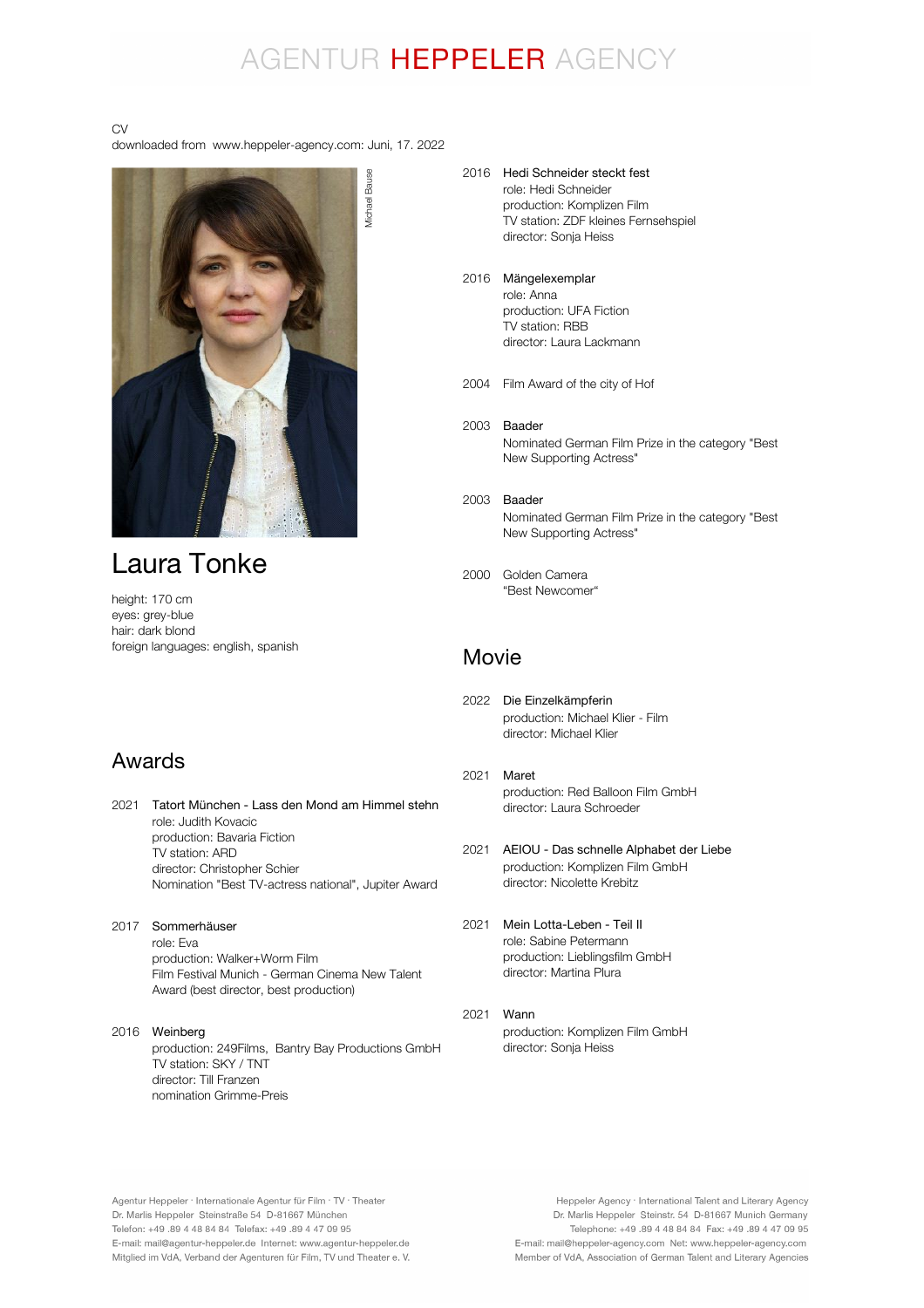# AGENTUR HEPPELER AGENCY

CV
downloaded from www.heppeler-agency.com: Juni, 17. 2022

Michael Bause

## Laura Tonke

height: 170 cm
eyes: grey-blue
hair: dark blond
foreign languages: english, spanish

## Awards

2021 **Tatort München - Lass den Mond am Himmel stehn**
role: Judith Kovacic
production: Bavaria Fiction
TV station: ARD
director: Christopher Schier
Nomination "Best TV-actress national", Jupiter Award

2017 **Sommerhäuser**
role: Eva
production: Walker+Worm Film
Film Festival Munich - German Cinema New Talent Award (best director, best production)

2016 **Weinberg**
production: 249Films, Bantry Bay Productions GmbH
TV station: SKY / TNT
director: Till Franzen
nomination Grimme-Preis

2016 **Hedi Schneider steckt fest**
role: Hedi Schneider
production: Komplizen Film
TV station: ZDF kleines Fernsehspiel
director: Sonja Heiss

2016 **Mängelexemplar**
role: Anna
production: UFA Fiction
TV station: RBB
director: Laura Lackmann

2004 Film Award of the city of Hof

2003 **Baader**
Nominated German Film Prize in the category "Best New Supporting Actress"

2003 **Baader**
Nominated German Film Prize in the category "Best New Supporting Actress"

2000 Golden Camera
"Best Newcomer"

## Movie

2022 **Die Einzelkämpferin**
production: Michael Klier - Film
director: Michael Klier

2021 **Maret**
production: Red Balloon Film GmbH
director: Laura Schroeder

2021 **AEIOU - Das schnelle Alphabet der Liebe**
production: Komplizen Film GmbH
director: Nicolette Krebitz

2021 **Mein Lotta-Leben - Teil II**
role: Sabine Petermann
production: Lieblingsfilm GmbH
director: Martina Plura

2021 **Wann**
production: Komplizen Film GmbH
director: Sonja Heiss

Agentur Heppeler · Internationale Agentur für Film · TV · Theater
Dr. Marlis Heppeler Steinstraße 54 D-81667 München
Telefon: +49 .89 4 48 84 84 Telefax: +49 .89 4 47 09 95
E-mail: mail@agentur-heppeler.de Internet: www.agentur-heppeler.de
Mitglied im VdA, Verband der Agenturen für Film, TV und Theater e. V.

Heppeler Agency · International Talent and Literary Agency
Dr. Marlis Heppeler Steinstr. 54 D-81667 Munich Germany
Telephone: +49 .89 4 48 84 84 Fax: +49 .89 4 47 09 95
E-mail: mail@heppeler-agency.com Net: www.heppeler-agency.com
Member of VdA, Association of German Talent and Literary Agencies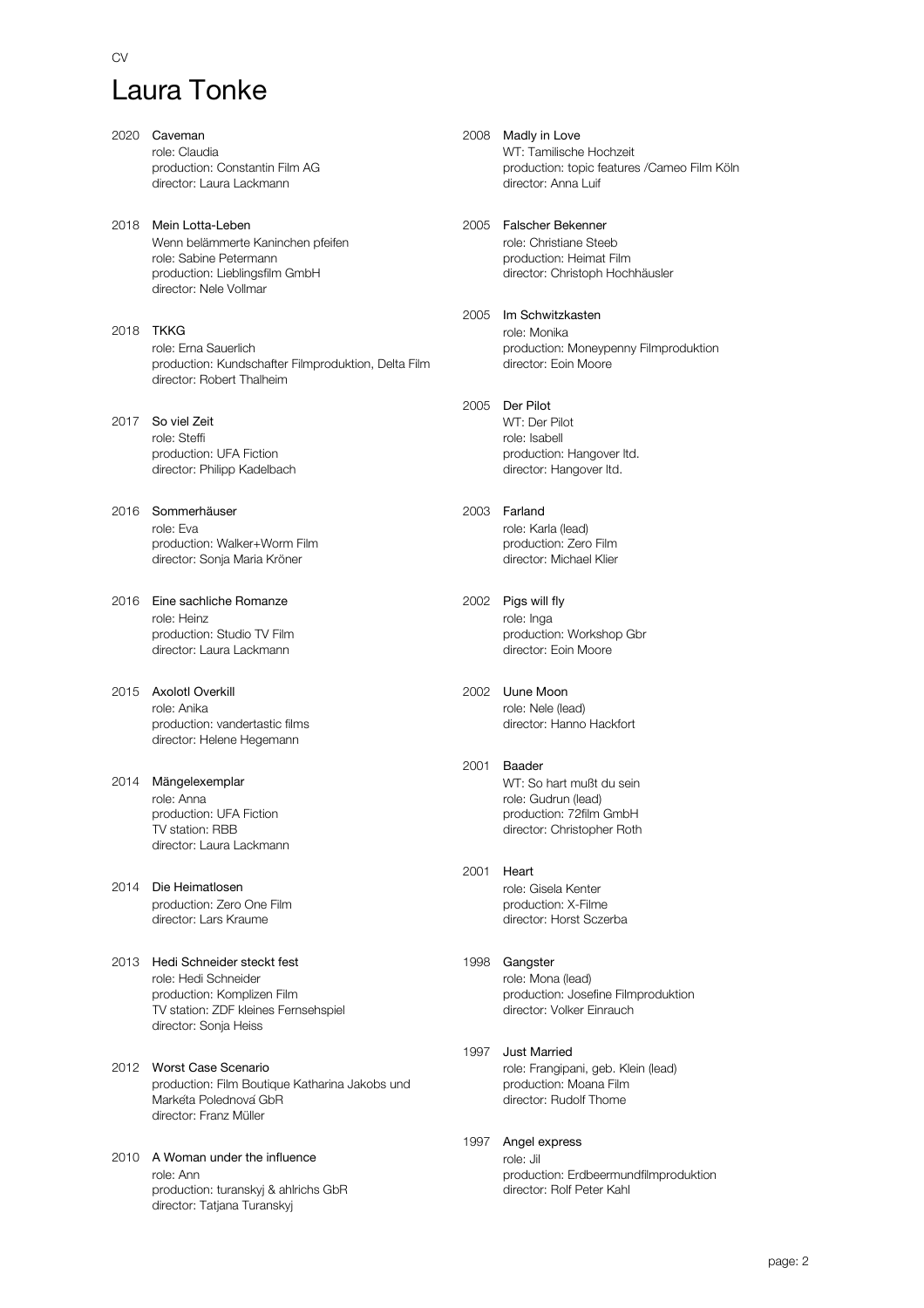CV

# Laura Tonke

2020 **Caveman**
role: Claudia
production: Constantin Film AG
director: Laura Lackmann

2018 **Mein Lotta-Leben**
Wenn belämmerte Kaninchen pfeifen
role: Sabine Petermann
production: Lieblingsfilm GmbH
director: Nele Vollmar

2018 **TKKG**
role: Erna Sauerlich
production: Kundschafter Filmproduktion, Delta Film
director: Robert Thalheim

2017 **So viel Zeit**
role: Steffi
production: UFA Fiction
director: Philipp Kadelbach

2016 **Sommerhäuser**
role: Eva
production: Walker+Worm Film
director: Sonja Maria Kröner

2016 **Eine sachliche Romanze**
role: Heinz
production: Studio TV Film
director: Laura Lackmann

2015 **Axolotl Overkill**
role: Anika
production: vandertastic films
director: Helene Hegemann

2014 **Mängelexemplar**
role: Anna
production: UFA Fiction
TV station: RBB
director: Laura Lackmann

2014 **Die Heimatlosen**
production: Zero One Film
director: Lars Kraume

2013 **Hedi Schneider steckt fest**
role: Hedi Schneider
production: Komplizen Film
TV station: ZDF kleines Fernsehspiel
director: Sonja Heiss

2012 **Worst Case Scenario**
production: Film Boutique Katharina Jakobs und Markéta Polednová GbR
director: Franz Müller

2010 **A Woman under the influence**
role: Ann
production: turanskyj & ahlrichs GbR
director: Tatjana Turanskyj

2008 **Madly in Love**
WT: Tamilische Hochzeit
production: topic features /Cameo Film Köln
director: Anna Luif

2005 **Falscher Bekenner**
role: Christiane Steeb
production: Heimat Film
director: Christoph Hochhäusler

2005 **Im Schwitzkasten**
role: Monika
production: Moneypenny Filmproduktion
director: Eoin Moore

2005 **Der Pilot**
WT: Der Pilot
role: Isabell
production: Hangover ltd.
director: Hangover ltd.

2003 **Farland**
role: Karla (lead)
production: Zero Film
director: Michael Klier

2002 **Pigs will fly**
role: Inga
production: Workshop Gbr
director: Eoin Moore

2002 **Uune Moon**
role: Nele (lead)
director: Hanno Hackfort

2001 **Baader**
WT: So hart mußt du sein
role: Gudrun (lead)
production: 72film GmbH
director: Christopher Roth

2001 **Heart**
role: Gisela Kenter
production: X-Filme
director: Horst Sczerba

1998 **Gangster**
role: Mona (lead)
production: Josefine Filmproduktion
director: Volker Einrauch

1997 **Just Married**
role: Frangipani, geb. Klein (lead)
production: Moana Film
director: Rudolf Thome

1997 **Angel express**
role: Jil
production: Erdbeermundfilmproduktion
director: Rolf Peter Kahl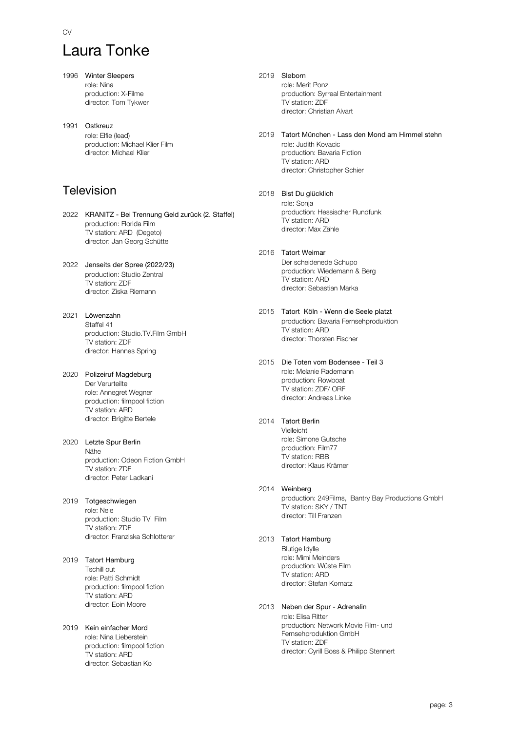CV

# Laura Tonke

1996 **Winter Sleepers**
role: Nina
production: X-Filme
director: Tom Tykwer

1991 **Ostkreuz**
role: Elfie (lead)
production: Michael Klier Film
director: Michael Klier

## Television

2022 **KRANITZ - Bei Trennung Geld zurück (2. Staffel)**
production: Florida Film
TV station: ARD (Degeto)
director: Jan Georg Schütte

2022 **Jenseits der Spree (2022/23)**
production: Studio Zentral
TV station: ZDF
director: Ziska Riemann

2021 **Löwenzahn**
Staffel 41
production: Studio.TV.Film GmbH
TV station: ZDF
director: Hannes Spring

2020 **Polizeiruf Magdeburg**
Der Verurteilte
role: Annegret Wegner
production: filmpool fiction
TV station: ARD
director: Brigitte Bertele

2020 **Letzte Spur Berlin**
Nähe
production: Odeon Fiction GmbH
TV station: ZDF
director: Peter Ladkani

2019 **Totgeschwiegen**
role: Nele
production: Studio TV Film
TV station: ZDF
director: Franziska Schlotterer

2019 **Tatort Hamburg**
Tschill out
role: Patti Schmidt
production: filmpool fiction
TV station: ARD
director: Eoin Moore

2019 **Kein einfacher Mord**
role: Nina Lieberstein
production: filmpool fiction
TV station: ARD
director: Sebastian Ko

2019 **Sløborn**
role: Merit Ponz
production: Syrreal Entertainment
TV station: ZDF
director: Christian Alvart

2019 **Tatort München - Lass den Mond am Himmel stehn**
role: Judith Kovacic
production: Bavaria Fiction
TV station: ARD
director: Christopher Schier

2018 **Bist Du glücklich**
role: Sonja
production: Hessischer Rundfunk
TV station: ARD
director: Max Zähle

2016 **Tatort Weimar**
Der scheidenede Schupo
production: Wiedemann & Berg
TV station: ARD
director: Sebastian Marka

2015 **Tatort Köln - Wenn die Seele platzt**
production: Bavaria Fernsehproduktion
TV station: ARD
director: Thorsten Fischer

2015 **Die Toten vom Bodensee - Teil 3**
role: Melanie Rademann
production: Rowboat
TV station: ZDF/ ORF
director: Andreas Linke

2014 **Tatort Berlin**
Vielleicht
role: Simone Gutsche
production: Film77
TV station: RBB
director: Klaus Krämer

2014 **Weinberg**
production: 249Films, Bantry Bay Productions GmbH
TV station: SKY / TNT
director: Till Franzen

2013 **Tatort Hamburg**
Blutige Idylle
role: Mimi Meinders
production: Wüste Film
TV station: ARD
director: Stefan Kornatz

2013 **Neben der Spur - Adrenalin**
role: Elisa Ritter
production: Network Movie Film- und Fernsehproduktion GmbH
TV station: ZDF
director: Cyrill Boss & Philipp Stennert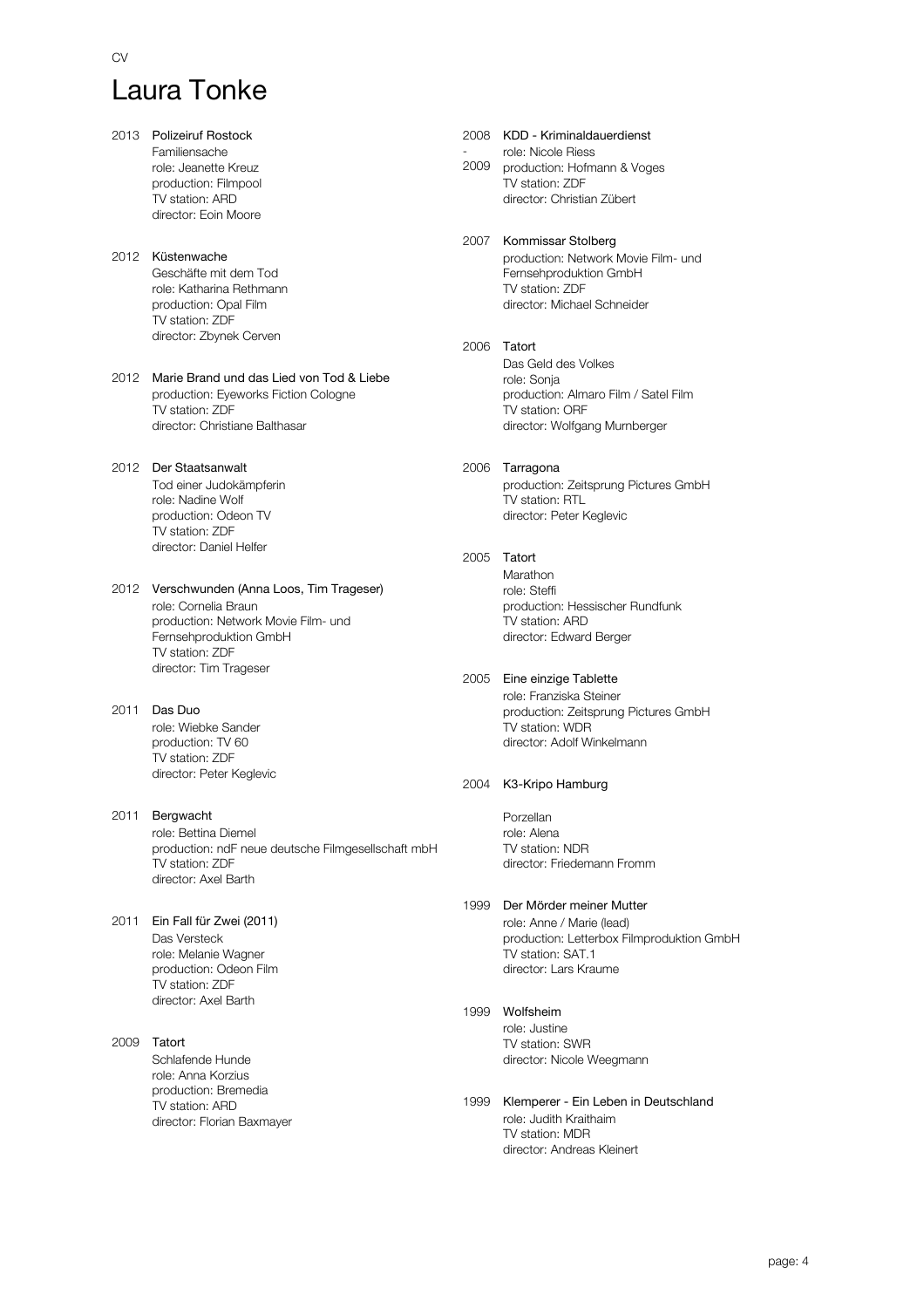CV

# Laura Tonke

**2013 Polizeiruf Rostock**
Familiensache
role: Jeanette Kreuz
production: Filmpool
TV station: ARD
director: Eoin Moore

**2012 Küstenwache**
Geschäfte mit dem Tod
role: Katharina Rethmann
production: Opal Film
TV station: ZDF
director: Zbynek Cerven

**2012 Marie Brand und das Lied von Tod & Liebe**
production: Eyeworks Fiction Cologne
TV station: ZDF
director: Christiane Balthasar

**2012 Der Staatsanwalt**
Tod einer Judokämpferin
role: Nadine Wolf
production: Odeon TV
TV station: ZDF
director: Daniel Helfer

**2012 Verschwunden (Anna Loos, Tim Trageser)**
role: Cornelia Braun
production: Network Movie Film- und Fernsehproduktion GmbH
TV station: ZDF
director: Tim Trageser

**2011 Das Duo**
role: Wiebke Sander
production: TV 60
TV station: ZDF
director: Peter Keglevic

**2011 Bergwacht**
role: Bettina Diemel
production: ndF neue deutsche Filmgesellschaft mbH
TV station: ZDF
director: Axel Barth

**2011 Ein Fall für Zwei (2011)**
Das Versteck
role: Melanie Wagner
production: Odeon Film
TV station: ZDF
director: Axel Barth

**2009 Tatort**
Schlafende Hunde
role: Anna Korzius
production: Bremedia
TV station: ARD
director: Florian Baxmayer

**2008 - 2009 KDD - Kriminaldauerdienst**
role: Nicole Riess
production: Hofmann & Voges
TV station: ZDF
director: Christian Zübert

**2007 Kommissar Stolberg**
production: Network Movie Film- und Fernsehproduktion GmbH
TV station: ZDF
director: Michael Schneider

**2006 Tatort**
Das Geld des Volkes
role: Sonja
production: Almaro Film / Satel Film
TV station: ORF
director: Wolfgang Murnberger

**2006 Tarragona**
production: Zeitsprung Pictures GmbH
TV station: RTL
director: Peter Keglevic

**2005 Tatort**
Marathon
role: Steffi
production: Hessischer Rundfunk
TV station: ARD
director: Edward Berger

**2005 Eine einzige Tablette**
role: Franziska Steiner
production: Zeitsprung Pictures GmbH
TV station: WDR
director: Adolf Winkelmann

**2004 K3-Kripo Hamburg**
Porzellan
role: Alena
TV station: NDR
director: Friedemann Fromm

**1999 Der Mörder meiner Mutter**
role: Anne / Marie (lead)
production: Letterbox Filmproduktion GmbH
TV station: SAT.1
director: Lars Kraume

**1999 Wolfsheim**
role: Justine
TV station: SWR
director: Nicole Weegmann

**1999 Klemperer - Ein Leben in Deutschland**
role: Judith Kraithaim
TV station: MDR
director: Andreas Kleinert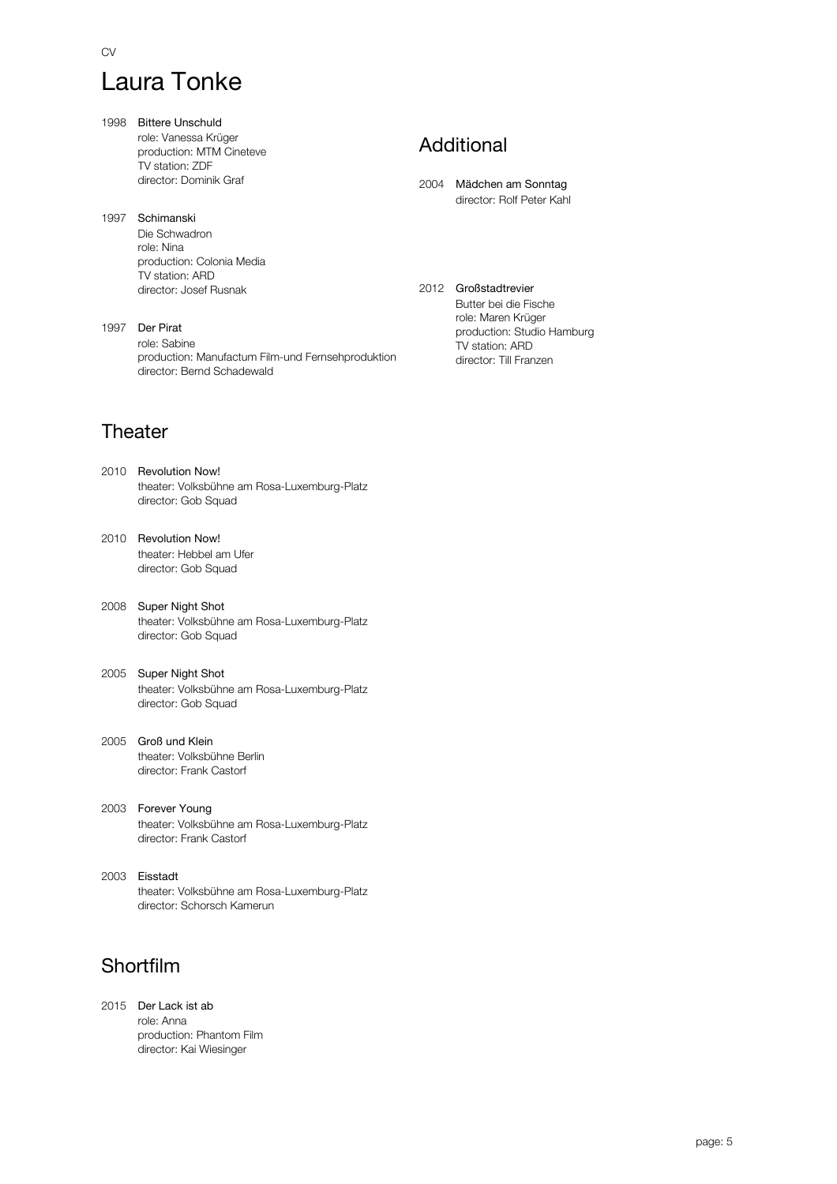CV

# Laura Tonke

1998 **Bittere Unschuld**
role: Vanessa Krüger
production: MTM Cineteve
TV station: ZDF
director: Dominik Graf

1997 **Schimanski**
Die Schwadron
role: Nina
production: Colonia Media
TV station: ARD
director: Josef Rusnak

1997 **Der Pirat**
role: Sabine
production: Manufactum Film-und Fernsehproduktion
director: Bernd Schadewald

## Theater

2010 **Revolution Now!**
theater: Volksbühne am Rosa-Luxemburg-Platz
director: Gob Squad

2010 **Revolution Now!**
theater: Hebbel am Ufer
director: Gob Squad

2008 **Super Night Shot**
theater: Volksbühne am Rosa-Luxemburg-Platz
director: Gob Squad

2005 **Super Night Shot**
theater: Volksbühne am Rosa-Luxemburg-Platz
director: Gob Squad

2005 **Groß und Klein**
theater: Volksbühne Berlin
director: Frank Castorf

2003 **Forever Young**
theater: Volksbühne am Rosa-Luxemburg-Platz
director: Frank Castorf

2003 **Eisstadt**
theater: Volksbühne am Rosa-Luxemburg-Platz
director: Schorsch Kamerun

## Shortfilm

2015 **Der Lack ist ab**
role: Anna
production: Phantom Film
director: Kai Wiesinger

## Additional

2004 **Mädchen am Sonntag**
director: Rolf Peter Kahl

2012 **Großstadtrevier**
Butter bei die Fische
role: Maren Krüger
production: Studio Hamburg
TV station: ARD
director: Till Franzen